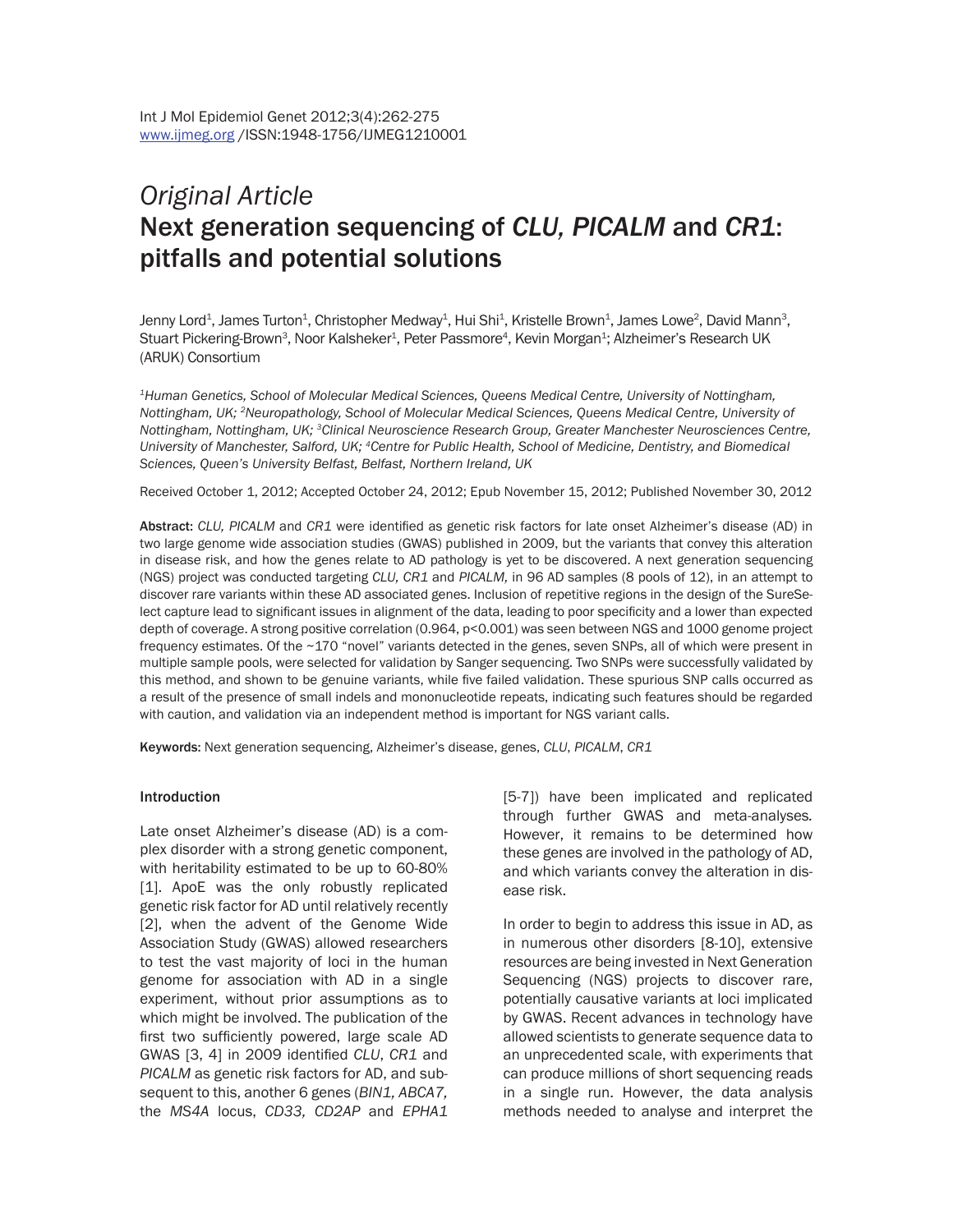# Original Article

# Next generation sequencing of *CLU, PICALM* and *CR1*: pitfalls and potential solutions

Jenny Lord[1], James Turton[1], Christopher Medway[1], Hui Shi[1], Kristelle Brown[1], James Lowe[2], David Mann[3], Stuart Pickering-Brown[3], Noor Kalsheker[1], Peter Passmore[4], Kevin Morgan[1]; Alzheimer's Research UK (ARUK) Consortium

*[1]Human Genetics, School of Molecular Medical Sciences, Queens Medical Centre, University of Nottingham, Nottingham, UK; [2]Neuropathology, School of Molecular Medical Sciences, Queens Medical Centre, University of Nottingham, Nottingham, UK; [3]Clinical Neuroscience Research Group, Greater Manchester Neurosciences Centre, University of Manchester, Salford, UK; [4]Centre for Public Health, School of Medicine, Dentistry, and Biomedical Sciences, Queen's University Belfast, Belfast, Northern Ireland, UK*

Received October 1, 2012; Accepted October 24, 2012; Epub November 15, 2012; Published November 30, 2012

**Abstract:** *CLU, PICALM* and *CR1* were identified as genetic risk factors for late onset Alzheimer's disease (AD) in two large genome wide association studies (GWAS) published in 2009, but the variants that convey this alteration in disease risk, and how the genes relate to AD pathology is yet to be discovered. A next generation sequencing (NGS) project was conducted targeting *CLU, CR1* and *PICALM,* in 96 AD samples (8 pools of 12), in an attempt to discover rare variants within these AD associated genes. Inclusion of repetitive regions in the design of the SureSelect capture lead to significant issues in alignment of the data, leading to poor specificity and a lower than expected depth of coverage. A strong positive correlation (0.964, $p<0.001$) was seen between NGS and 1000 genome project frequency estimates. Of the ~170 "novel" variants detected in the genes, seven SNPs, all of which were present in multiple sample pools, were selected for validation by Sanger sequencing. Two SNPs were successfully validated by this method, and shown to be genuine variants, while five failed validation. These spurious SNP calls occurred as a result of the presence of small indels and mononucleotide repeats, indicating such features should be regarded with caution, and validation via an independent method is important for NGS variant calls.

**Keywords:** Next generation sequencing, Alzheimer's disease, genes, *CLU*, *PICALM*, *CR1*

## Introduction

Late onset Alzheimer's disease (AD) is a complex disorder with a strong genetic component, with heritability estimated to be up to 60-80% [1]. ApoE was the only robustly replicated genetic risk factor for AD until relatively recently [2], when the advent of the Genome Wide Association Study (GWAS) allowed researchers to test the vast majority of loci in the human genome for association with AD in a single experiment, without prior assumptions as to which might be involved. The publication of the first two sufficiently powered, large scale AD GWAS [3, 4] in 2009 identified *CLU*, *CR1* and *PICALM* as genetic risk factors for AD, and subsequent to this, another 6 genes (*BIN1, ABCA7,* the *MS4A* locus, *CD33, CD2AP* and *EPHA1* [5-7]) have been implicated and replicated through further GWAS and meta-analyses. However, it remains to be determined how these genes are involved in the pathology of AD, and which variants convey the alteration in disease risk.

In order to begin to address this issue in AD, as in numerous other disorders [8-10], extensive resources are being invested in Next Generation Sequencing (NGS) projects to discover rare, potentially causative variants at loci implicated by GWAS. Recent advances in technology have allowed scientists to generate sequence data to an unprecedented scale, with experiments that can produce millions of short sequencing reads in a single run. However, the data analysis methods needed to analyse and interpret the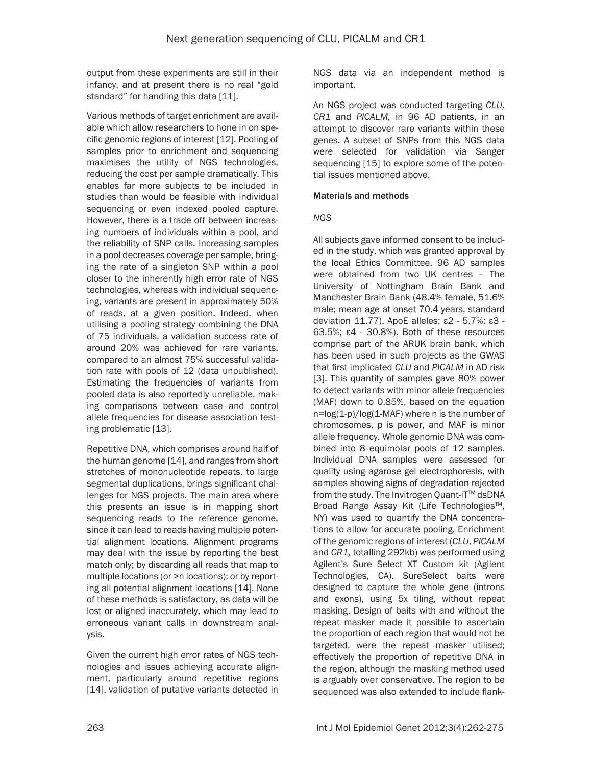output from these experiments are still in their infancy, and at present there is no real "gold standard" for handling this data [11].

Various methods of target enrichment are available which allow researchers to hone in on specific genomic regions of interest [12]. Pooling of samples prior to enrichment and sequencing maximises the utility of NGS technologies, reducing the cost per sample dramatically. This enables far more subjects to be included in studies than would be feasible with individual sequencing or even indexed pooled capture. However, there is a trade off between increasing numbers of individuals within a pool, and the reliability of SNP calls. Increasing samples in a pool decreases coverage per sample, bringing the rate of a singleton SNP within a pool closer to the inherently high error rate of NGS technologies, whereas with individual sequencing, variants are present in approximately 50% of reads, at a given position. Indeed, when utilising a pooling strategy combining the DNA of 75 individuals, a validation success rate of around 20% was achieved for rare variants, compared to an almost 75% successful validation rate with pools of 12 (data unpublished). Estimating the frequencies of variants from pooled data is also reportedly unreliable, making comparisons between case and control allele frequencies for disease association testing problematic [13].

Repetitive DNA, which comprises around half of the human genome [14], and ranges from short stretches of mononucleotide repeats, to large segmental duplications, brings significant challenges for NGS projects. The main area where this presents an issue is in mapping short sequencing reads to the reference genome, since it can lead to reads having multiple potential alignment locations. Alignment programs may deal with the issue by reporting the best match only; by discarding all reads that map to multiple locations (or >n locations); or by reporting all potential alignment locations [14]. None of these methods is satisfactory, as data will be lost or aligned inaccurately, which may lead to erroneous variant calls in downstream analysis.

Given the current high error rates of NGS technologies and issues achieving accurate alignment, particularly around repetitive regions [14], validation of putative variants detected in NGS data via an independent method is important.

An NGS project was conducted targeting *CLU, CR1* and *PICALM,* in 96 AD patients, in an attempt to discover rare variants within these genes. A subset of SNPs from this NGS data were selected for validation via Sanger sequencing [15] to explore some of the potential issues mentioned above.

## Materials and methods

### *NGS*

All subjects gave informed consent to be included in the study, which was granted approval by the local Ethics Committee. 96 AD samples were obtained from two UK centres – The University of Nottingham Brain Bank and Manchester Brain Bank (48.4% female, 51.6% male; mean age at onset 70.4 years, standard deviation 11.77). ApoE alleles; ε2 - 5.7%; ε3 - 63.5%; ε4 - 30.8%). Both of these resources comprise part of the ARUK brain bank, which has been used in such projects as the GWAS that first implicated *CLU* and *PICALM* in AD risk [3]. This quantity of samples gave 80% power to detect variants with minor allele frequencies (MAF) down to 0.85%, based on the equation $n=\log(1-p)/\log(1-MAF)$ where n is the number of chromosomes, p is power, and MAF is minor allele frequency. Whole genomic DNA was combined into 8 equimolar pools of 12 samples. Individual DNA samples were assessed for quality using agarose gel electrophoresis, with samples showing signs of degradation rejected from the study. The Invitrogen Quant-iT™ dsDNA Broad Range Assay Kit (Life Technologies™, NY) was used to quantify the DNA concentrations to allow for accurate pooling. Enrichment of the genomic regions of interest (*CLU*, *PICALM* and *CR1,* totalling 292kb) was performed using Agilent's Sure Select XT Custom kit (Agilent Technologies, CA). SureSelect baits were designed to capture the whole gene (introns and exons), using 5x tiling, without repeat masking. Design of baits with and without the repeat masker made it possible to ascertain the proportion of each region that would not be targeted, were the repeat masker utilised; effectively the proportion of repetitive DNA in the region, although the masking method used is arguably over conservative. The region to be sequenced was also extended to include flank-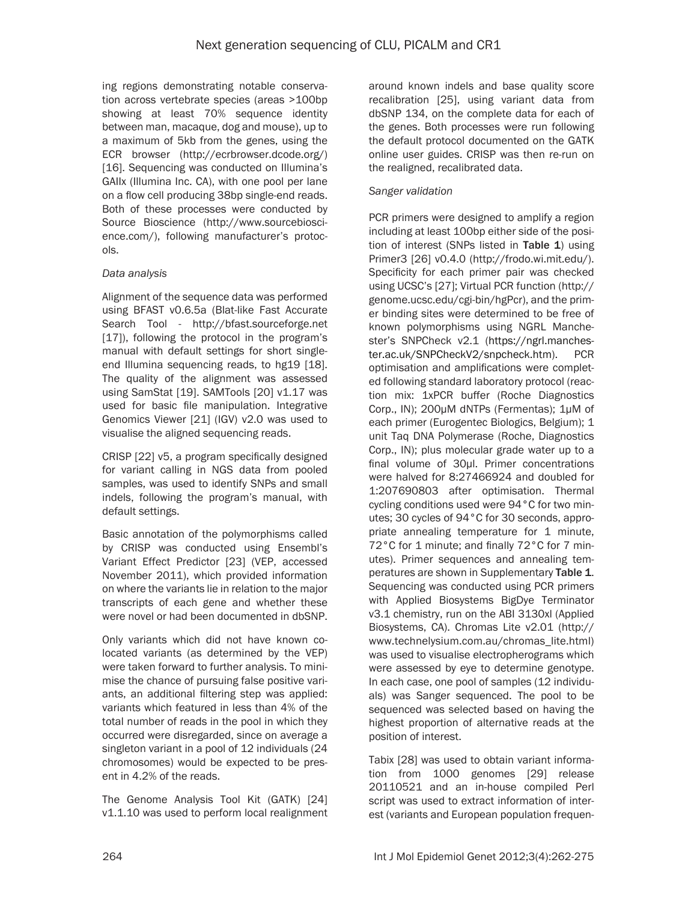ing regions demonstrating notable conservation across vertebrate species (areas >100bp showing at least 70% sequence identity between man, macaque, dog and mouse), up to a maximum of 5kb from the genes, using the ECR browser (http://ecrbrowser.dcode.org/) [16]. Sequencing was conducted on Illumina's GAIIx (Illumina Inc. CA), with one pool per lane on a flow cell producing 38bp single-end reads. Both of these processes were conducted by Source Bioscience (http://www.sourcebioscience.com/), following manufacturer's protocols.

*Data analysis*

Alignment of the sequence data was performed using BFAST v0.6.5a (Blat-like Fast Accurate Search Tool - http://bfast.sourceforge.net [17]), following the protocol in the program's manual with default settings for short single-end Illumina sequencing reads, to hg19 [18]. The quality of the alignment was assessed using SamStat [19]. SAMTools [20] v1.17 was used for basic file manipulation. Integrative Genomics Viewer [21] (IGV) v2.0 was used to visualise the aligned sequencing reads.

CRISP [22] v5, a program specifically designed for variant calling in NGS data from pooled samples, was used to identify SNPs and small indels, following the program's manual, with default settings.

Basic annotation of the polymorphisms called by CRISP was conducted using Ensembl's Variant Effect Predictor [23] (VEP, accessed November 2011), which provided information on where the variants lie in relation to the major transcripts of each gene and whether these were novel or had been documented in dbSNP.

Only variants which did not have known co-located variants (as determined by the VEP) were taken forward to further analysis. To minimise the chance of pursuing false positive variants, an additional filtering step was applied: variants which featured in less than 4% of the total number of reads in the pool in which they occurred were disregarded, since on average a singleton variant in a pool of 12 individuals (24 chromosomes) would be expected to be present in 4.2% of the reads.

The Genome Analysis Tool Kit (GATK) [24] v1.1.10 was used to perform local realignment around known indels and base quality score recalibration [25], using variant data from dbSNP 134, on the complete data for each of the genes. Both processes were run following the default protocol documented on the GATK online user guides. CRISP was then re-run on the realigned, recalibrated data.

*Sanger validation*

PCR primers were designed to amplify a region including at least 100bp either side of the position of interest (SNPs listed in **Table 1**) using Primer3 [26] v0.4.0 (http://frodo.wi.mit.edu/). Specificity for each primer pair was checked using UCSC's [27]; Virtual PCR function (http://genome.ucsc.edu/cgi-bin/hgPcr), and the primer binding sites were determined to be free of known polymorphisms using NGRL Manchester's SNPCheck v2.1 (https://ngrl.manchester.ac.uk/SNPCheckV2/snpcheck.htm). PCR optimisation and amplifications were completed following standard laboratory protocol (reaction mix: 1xPCR buffer (Roche Diagnostics Corp., IN); 200μM dNTPs (Fermentas); 1μM of each primer (Eurogentec Biologics, Belgium); 1 unit Taq DNA Polymerase (Roche, Diagnostics Corp., IN); plus molecular grade water up to a final volume of 30μl. Primer concentrations were halved for 8:27466924 and doubled for 1:207690803 after optimisation. Thermal cycling conditions used were 94°C for two minutes; 30 cycles of 94°C for 30 seconds, appropriate annealing temperature for 1 minute, 72°C for 1 minute; and finally 72°C for 7 minutes). Primer sequences and annealing temperatures are shown in Supplementary **Table 1**. Sequencing was conducted using PCR primers with Applied Biosystems BigDye Terminator v3.1 chemistry, run on the ABI 3130xl (Applied Biosystems, CA). Chromas Lite v2.01 (http://www.technelysium.com.au/chromas_lite.html) was used to visualise electropherograms which were assessed by eye to determine genotype. In each case, one pool of samples (12 individuals) was Sanger sequenced. The pool to be sequenced was selected based on having the highest proportion of alternative reads at the position of interest.

Tabix [28] was used to obtain variant information from 1000 genomes [29] release 20110521 and an in-house compiled Perl script was used to extract information of interest (variants and European population frequen-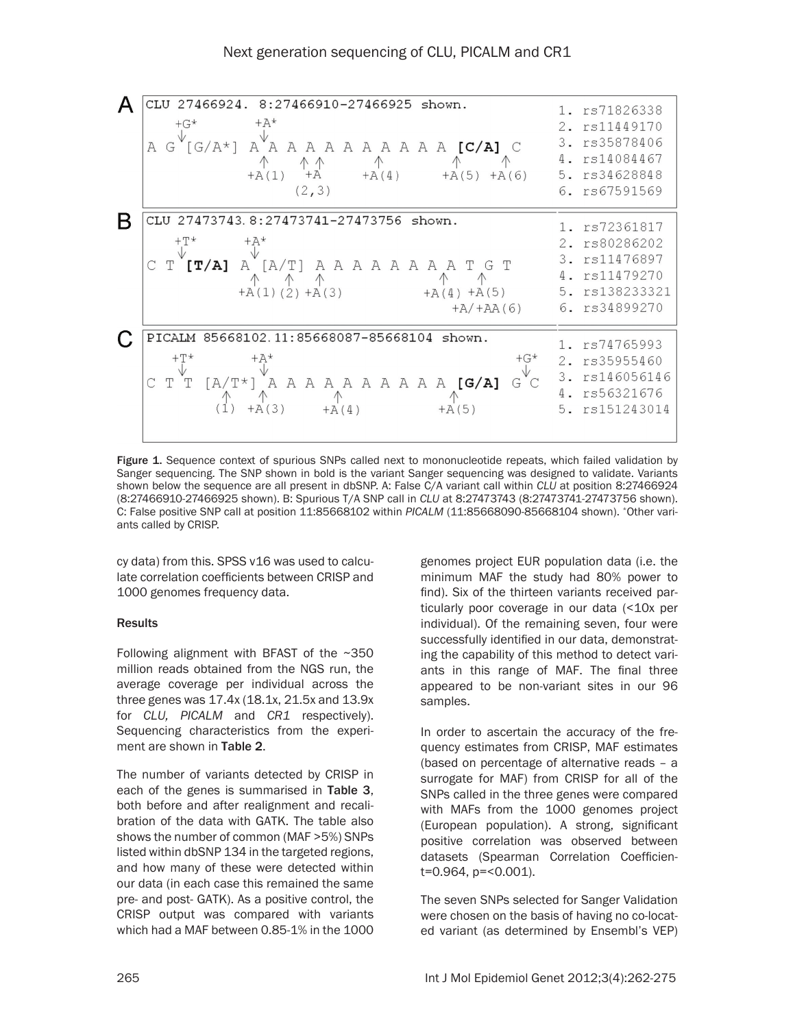**A**

```
CLU 27466924. 8:27466910-27466925 shown.
    +G*         +A*
     ↓           ↓
A G [G/A*] A A A A A A A A A A A [C/A] C
           ↑     ↑ ↑     ↑         ↑     ↑
          +A(1)  +A    +A(4)     +A(5) +A(6)
                (2,3)
```

1. rs71826338
2. rs11449170
3. rs35878406
4. rs14084467
5. rs34628848
6. rs67591569

**B**

```
CLU 27473743. 8:27473741-27473756 shown.
    +T*       +A*
     ↓         ↓
C T [T/A] A [A/T] A A A A A A A A T G T
            ↑    ↑   ↑             ↑   ↑
         +A(1) (2) +A(3)        +A(4) +A(5)
                                  +A/+AA(6)
```

1. rs72361817
2. rs80286202
3. rs11476897
4. rs11479270
5. rs138233321
6. rs34899270

**C**

```
PICALM 85668102. 11:85668087-85668104 shown.
    +T*         +A*                         +G*
     ↓           ↓                            ↓
C T T [A/T*] A A A A A A A A A A [G/A] G C
        ↑     ↑         ↑              ↑
       (1)  +A(3)     +A(4)          +A(5)
```

1. rs74765993
2. rs35955460
3. rs146056146
4. rs56321676
5. rs151243014

**Figure 1.** Sequence context of spurious SNPs called next to mononucleotide repeats, which failed validation by Sanger sequencing. The SNP shown in bold is the variant Sanger sequencing was designed to validate. Variants shown below the sequence are all present in dbSNP. A: False C/A variant call within *CLU* at position 8:27466924 (8:27466910-27466925 shown). B: Spurious T/A SNP call in *CLU* at 8:27473743 (8:27473741-27473756 shown). C: False positive SNP call at position 11:85668102 within *PICALM* (11:85668090-85668104 shown). *Other variants called by CRISP.

cy data) from this. SPSS v16 was used to calculate correlation coefficients between CRISP and 1000 genomes frequency data.

## Results

Following alignment with BFAST of the ~350 million reads obtained from the NGS run, the average coverage per individual across the three genes was 17.4x (18.1x, 21.5x and 13.9x for *CLU*, *PICALM* and *CR1* respectively). Sequencing characteristics from the experiment are shown in **Table 2**.

The number of variants detected by CRISP in each of the genes is summarised in **Table 3**, both before and after realignment and recalibration of the data with GATK. The table also shows the number of common (MAF >5%) SNPs listed within dbSNP 134 in the targeted regions, and how many of these were detected within our data (in each case this remained the same pre- and post- GATK). As a positive control, the CRISP output was compared with variants which had a MAF between 0.85-1% in the 1000 genomes project EUR population data (i.e. the minimum MAF the study had 80% power to find). Six of the thirteen variants received particularly poor coverage in our data (<10x per individual). Of the remaining seven, four were successfully identified in our data, demonstrating the capability of this method to detect variants in this range of MAF. The final three appeared to be non-variant sites in our 96 samples.

In order to ascertain the accuracy of the frequency estimates from CRISP, MAF estimates (based on percentage of alternative reads – a surrogate for MAF) from CRISP for all of the SNPs called in the three genes were compared with MAFs from the 1000 genomes project (European population). A strong, significant positive correlation was observed between datasets (Spearman Correlation Coefficient=0.964, $p$=<0.001).

The seven SNPs selected for Sanger Validation were chosen on the basis of having no co-located variant (as determined by Ensembl's VEP)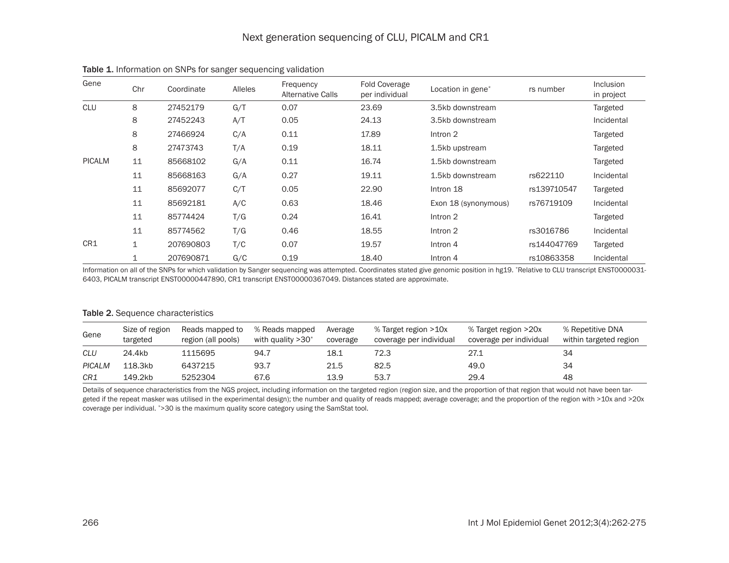**Table 1.** Information on SNPs for sanger sequencing validation

| Gene | Chr | Coordinate | Alleles | Frequency Alternative Calls | Fold Coverage per individual | Location in gene* | rs number | Inclusion in project |
|---|---|---|---|---|---|---|---|---|
| CLU | 8 | 27452179 | G/T | 0.07 | 23.69 | 3.5kb downstream | | Targeted |
| | 8 | 27452243 | A/T | 0.05 | 24.13 | 3.5kb downstream | | Incidental |
| | 8 | 27466924 | C/A | 0.11 | 17.89 | Intron 2 | | Targeted |
| | 8 | 27473743 | T/A | 0.19 | 18.11 | 1.5kb upstream | | Targeted |
| PICALM | 11 | 85668102 | G/A | 0.11 | 16.74 | 1.5kb downstream | | Targeted |
| | 11 | 85668163 | G/A | 0.27 | 19.11 | 1.5kb downstream | rs622110 | Incidental |
| | 11 | 85692077 | C/T | 0.05 | 22.90 | Intron 18 | rs139710547 | Targeted |
| | 11 | 85692181 | A/C | 0.63 | 18.46 | Exon 18 (synonymous) | rs76719109 | Incidental |
| | 11 | 85774424 | T/G | 0.24 | 16.41 | Intron 2 | | Targeted |
| | 11 | 85774562 | T/G | 0.46 | 18.55 | Intron 2 | rs3016786 | Incidental |
| CR1 | 1 | 207690803 | T/C | 0.07 | 19.57 | Intron 4 | rs144047769 | Targeted |
| | 1 | 207690871 | G/C | 0.19 | 18.40 | Intron 4 | rs10863358 | Incidental |

Information on all of the SNPs for which validation by Sanger sequencing was attempted. Coordinates stated give genomic position in hg19. *Relative to CLU transcript ENST00000316403, PICALM transcript ENST00000447890, CR1 transcript ENST00000367049. Distances stated are approximate.

**Table 2.** Sequence characteristics

| Gene | Size of region targeted | Reads mapped to region (all pools) | % Reads mapped with quality >30* | Average coverage | % Target region >10x coverage per individual | % Target region >20x coverage per individual | % Repetitive DNA within targeted region |
|---|---|---|---|---|---|---|---|
| *CLU* | 24.4kb | 1115695 | 94.7 | 18.1 | 72.3 | 27.1 | 34 |
| *PICALM* | 118.3kb | 6437215 | 93.7 | 21.5 | 82.5 | 49.0 | 34 |
| *CR1* | 149.2kb | 5252304 | 67.6 | 13.9 | 53.7 | 29.4 | 48 |

Details of sequence characteristics from the NGS project, including information on the targeted region (region size, and the proportion of that region that would not have been targeted if the repeat masker was utilised in the experimental design); the number and quality of reads mapped; average coverage; and the proportion of the region with >10x and >20x coverage per individual. *>30 is the maximum quality score category using the SamStat tool.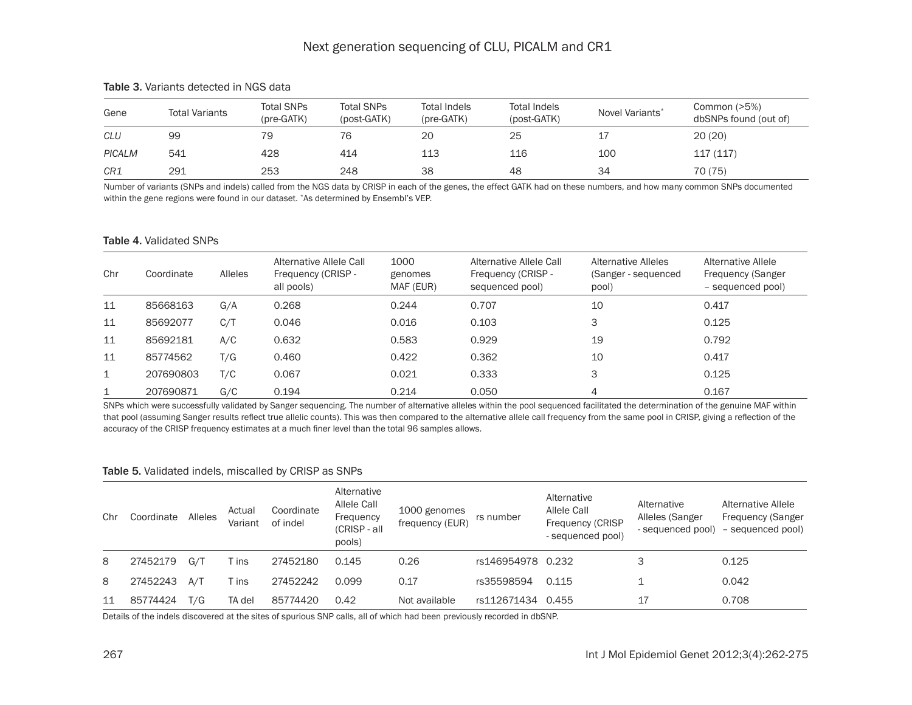**Table 3.** Variants detected in NGS data

| Gene | Total Variants | Total SNPs (pre-GATK) | Total SNPs (post-GATK) | Total Indels (pre-GATK) | Total Indels (post-GATK) | Novel Variants* | Common (>5%) dbSNPs found (out of) |
|---|---|---|---|---|---|---|---|
| *CLU* | 99 | 79 | 76 | 20 | 25 | 17 | 20 (20) |
| *PICALM* | 541 | 428 | 414 | 113 | 116 | 100 | 117 (117) |
| *CR1* | 291 | 253 | 248 | 38 | 48 | 34 | 70 (75) |

Number of variants (SNPs and indels) called from the NGS data by CRISP in each of the genes, the effect GATK had on these numbers, and how many common SNPs documented within the gene regions were found in our dataset. *As determined by Ensembl's VEP.

**Table 4.** Validated SNPs

| Chr | Coordinate | Alleles | Alternative Allele Call Frequency (CRISP - all pools) | 1000 genomes MAF (EUR) | Alternative Allele Call Frequency (CRISP - sequenced pool) | Alternative Alleles (Sanger - sequenced pool) | Alternative Allele Frequency (Sanger – sequenced pool) |
|---|---|---|---|---|---|---|---|
| 11 | 85668163 | G/A | 0.268 | 0.244 | 0.707 | 10 | 0.417 |
| 11 | 85692077 | C/T | 0.046 | 0.016 | 0.103 | 3 | 0.125 |
| 11 | 85692181 | A/C | 0.632 | 0.583 | 0.929 | 19 | 0.792 |
| 11 | 85774562 | T/G | 0.460 | 0.422 | 0.362 | 10 | 0.417 |
| 1 | 207690803 | T/C | 0.067 | 0.021 | 0.333 | 3 | 0.125 |
| 1 | 207690871 | G/C | 0.194 | 0.214 | 0.050 | 4 | 0.167 |

SNPs which were successfully validated by Sanger sequencing. The number of alternative alleles within the pool sequenced facilitated the determination of the genuine MAF within that pool (assuming Sanger results reflect true allelic counts). This was then compared to the alternative allele call frequency from the same pool in CRISP, giving a reflection of the accuracy of the CRISP frequency estimates at a much finer level than the total 96 samples allows.

**Table 5.** Validated indels, miscalled by CRISP as SNPs

| Chr | Coordinate | Alleles | Actual Variant | Coordinate of indel | Alternative Allele Call Frequency (CRISP - all pools) | 1000 genomes frequency (EUR) | rs number | Alternative Allele Call Frequency (CRISP - sequenced pool) | Alternative Alleles (Sanger - sequenced pool) | Alternative Allele Frequency (Sanger – sequenced pool) |
|---|---|---|---|---|---|---|---|---|---|---|
| 8 | 27452179 | G/T | T ins | 27452180 | 0.145 | 0.26 | rs146954978 | 0.232 | 3 | 0.125 |
| 8 | 27452243 | A/T | T ins | 27452242 | 0.099 | 0.17 | rs35598594 | 0.115 | 1 | 0.042 |
| 11 | 85774424 | T/G | TA del | 85774420 | 0.42 | Not available | rs112671434 | 0.455 | 17 | 0.708 |

Details of the indels discovered at the sites of spurious SNP calls, all of which had been previously recorded in dbSNP.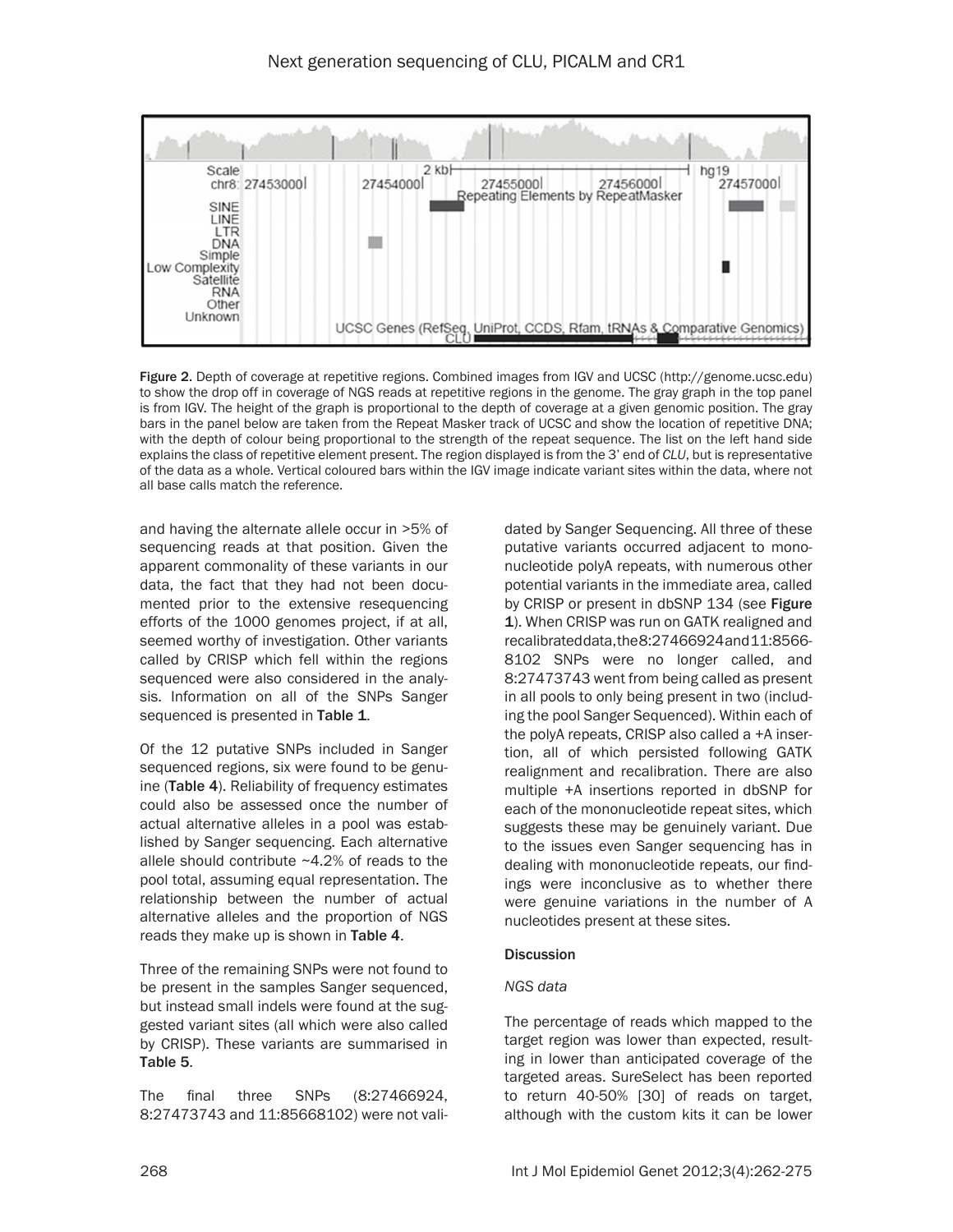Figure 2. Depth of coverage at repetitive regions. Combined images from IGV and UCSC (http://genome.ucsc.edu) to show the drop off in coverage of NGS reads at repetitive regions in the genome. The gray graph in the top panel is from IGV. The height of the graph is proportional to the depth of coverage at a given genomic position. The gray bars in the panel below are taken from the Repeat Masker track of UCSC and show the location of repetitive DNA; with the depth of colour being proportional to the strength of the repeat sequence. The list on the left hand side explains the class of repetitive element present. The region displayed is from the 3' end of *CLU*, but is representative of the data as a whole. Vertical coloured bars within the IGV image indicate variant sites within the data, where not all base calls match the reference.

and having the alternate allele occur in >5% of sequencing reads at that position. Given the apparent commonality of these variants in our data, the fact that they had not been documented prior to the extensive resequencing efforts of the 1000 genomes project, if at all, seemed worthy of investigation. Other variants called by CRISP which fell within the regions sequenced were also considered in the analysis. Information on all of the SNPs Sanger sequenced is presented in **Table 1**.

Of the 12 putative SNPs included in Sanger sequenced regions, six were found to be genuine (**Table 4**). Reliability of frequency estimates could also be assessed once the number of actual alternative alleles in a pool was established by Sanger sequencing. Each alternative allele should contribute ~4.2% of reads to the pool total, assuming equal representation. The relationship between the number of actual alternative alleles and the proportion of NGS reads they make up is shown in **Table 4**.

Three of the remaining SNPs were not found to be present in the samples Sanger sequenced, but instead small indels were found at the suggested variant sites (all which were also called by CRISP). These variants are summarised in **Table 5**.

The final three SNPs (8:27466924, 8:27473743 and 11:85668102) were not validated by Sanger Sequencing. All three of these putative variants occurred adjacent to mononucleotide polyA repeats, with numerous other potential variants in the immediate area, called by CRISP or present in dbSNP 134 (see **Figure 1**). When CRISP was run on GATK realigned and recalibrated data, the 8:27466924 and 11:85668102 SNPs were no longer called, and 8:27473743 went from being called as present in all pools to only being present in two (including the pool Sanger Sequenced). Within each of the polyA repeats, CRISP also called a +A insertion, all of which persisted following GATK realignment and recalibration. There are also multiple +A insertions reported in dbSNP for each of the mononucleotide repeat sites, which suggests these may be genuinely variant. Due to the issues even Sanger sequencing has in dealing with mononucleotide repeats, our findings were inconclusive as to whether there were genuine variations in the number of A nucleotides present at these sites.

## Discussion

### *NGS data*

The percentage of reads which mapped to the target region was lower than expected, resulting in lower than anticipated coverage of the targeted areas. SureSelect has been reported to return 40-50% [30] of reads on target, although with the custom kits it can be lower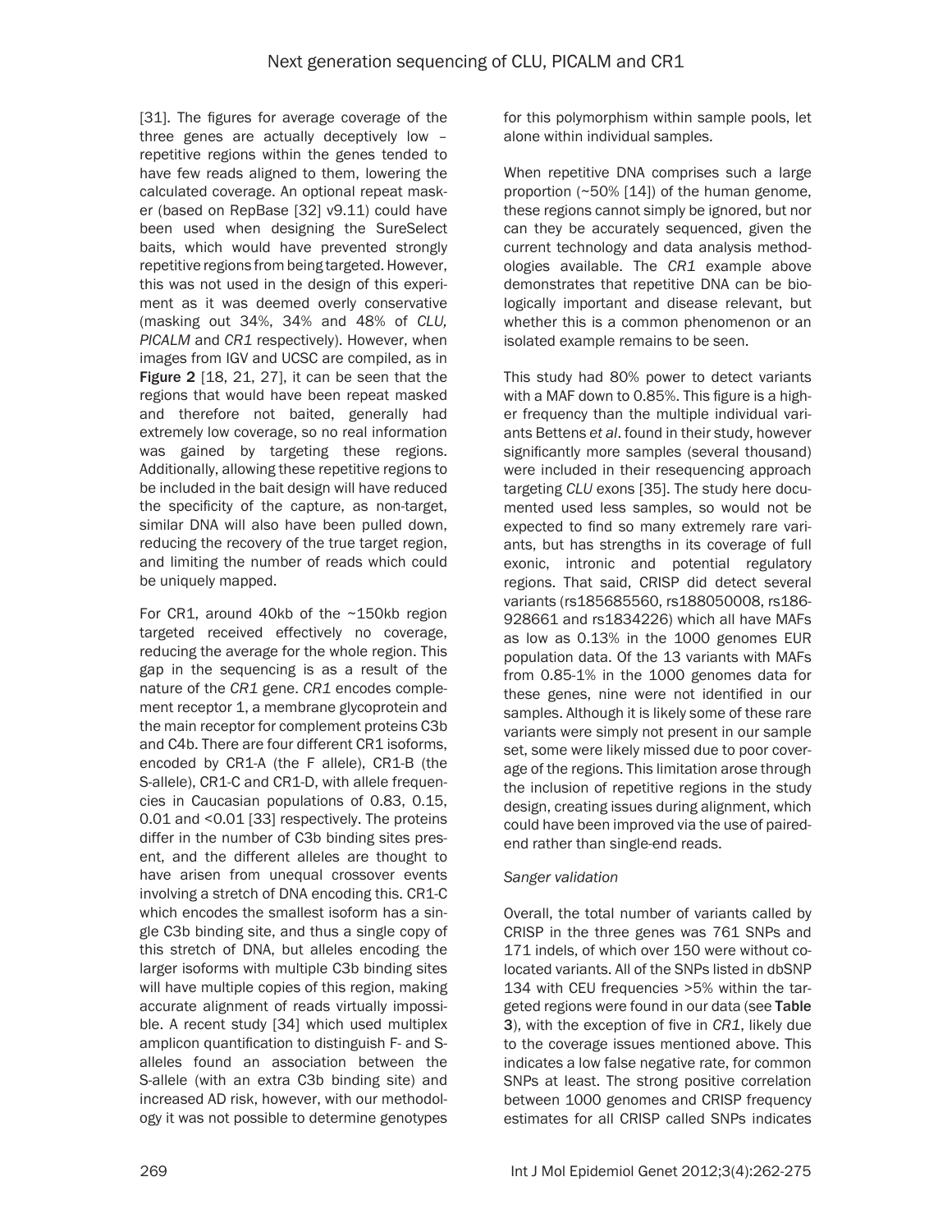[31]. The figures for average coverage of the three genes are actually deceptively low – repetitive regions within the genes tended to have few reads aligned to them, lowering the calculated coverage. An optional repeat masker (based on RepBase [32] v9.11) could have been used when designing the SureSelect baits, which would have prevented strongly repetitive regions from being targeted. However, this was not used in the design of this experiment as it was deemed overly conservative (masking out 34%, 34% and 48% of *CLU, PICALM* and *CR1* respectively). However, when images from IGV and UCSC are compiled, as in **Figure 2** [18, 21, 27], it can be seen that the regions that would have been repeat masked and therefore not baited, generally had extremely low coverage, so no real information was gained by targeting these regions. Additionally, allowing these repetitive regions to be included in the bait design will have reduced the specificity of the capture, as non-target, similar DNA will also have been pulled down, reducing the recovery of the true target region, and limiting the number of reads which could be uniquely mapped.

For CR1, around 40kb of the ~150kb region targeted received effectively no coverage, reducing the average for the whole region. This gap in the sequencing is as a result of the nature of the *CR1* gene. *CR1* encodes complement receptor 1, a membrane glycoprotein and the main receptor for complement proteins C3b and C4b. There are four different CR1 isoforms, encoded by CR1-A (the F allele), CR1-B (the S-allele), CR1-C and CR1-D, with allele frequencies in Caucasian populations of 0.83, 0.15, 0.01 and <0.01 [33] respectively. The proteins differ in the number of C3b binding sites present, and the different alleles are thought to have arisen from unequal crossover events involving a stretch of DNA encoding this. CR1-C which encodes the smallest isoform has a single C3b binding site, and thus a single copy of this stretch of DNA, but alleles encoding the larger isoforms with multiple C3b binding sites will have multiple copies of this region, making accurate alignment of reads virtually impossible. A recent study [34] which used multiplex amplicon quantification to distinguish F- and S-alleles found an association between the S-allele (with an extra C3b binding site) and increased AD risk, however, with our methodology it was not possible to determine genotypes for this polymorphism within sample pools, let alone within individual samples.

When repetitive DNA comprises such a large proportion (~50% [14]) of the human genome, these regions cannot simply be ignored, but nor can they be accurately sequenced, given the current technology and data analysis methodologies available. The *CR1* example above demonstrates that repetitive DNA can be biologically important and disease relevant, but whether this is a common phenomenon or an isolated example remains to be seen.

This study had 80% power to detect variants with a MAF down to 0.85%. This figure is a higher frequency than the multiple individual variants Bettens *et al*. found in their study, however significantly more samples (several thousand) were included in their resequencing approach targeting *CLU* exons [35]. The study here documented used less samples, so would not be expected to find so many extremely rare variants, but has strengths in its coverage of full exonic, intronic and potential regulatory regions. That said, CRISP did detect several variants (rs185685560, rs188050008, rs186928661 and rs1834226) which all have MAFs as low as 0.13% in the 1000 genomes EUR population data. Of the 13 variants with MAFs from 0.85-1% in the 1000 genomes data for these genes, nine were not identified in our samples. Although it is likely some of these rare variants were simply not present in our sample set, some were likely missed due to poor coverage of the regions. This limitation arose through the inclusion of repetitive regions in the study design, creating issues during alignment, which could have been improved via the use of paired-end rather than single-end reads.

*Sanger validation*

Overall, the total number of variants called by CRISP in the three genes was 761 SNPs and 171 indels, of which over 150 were without colocated variants. All of the SNPs listed in dbSNP 134 with CEU frequencies >5% within the targeted regions were found in our data (see **Table 3**), with the exception of five in *CR1*, likely due to the coverage issues mentioned above. This indicates a low false negative rate, for common SNPs at least. The strong positive correlation between 1000 genomes and CRISP frequency estimates for all CRISP called SNPs indicates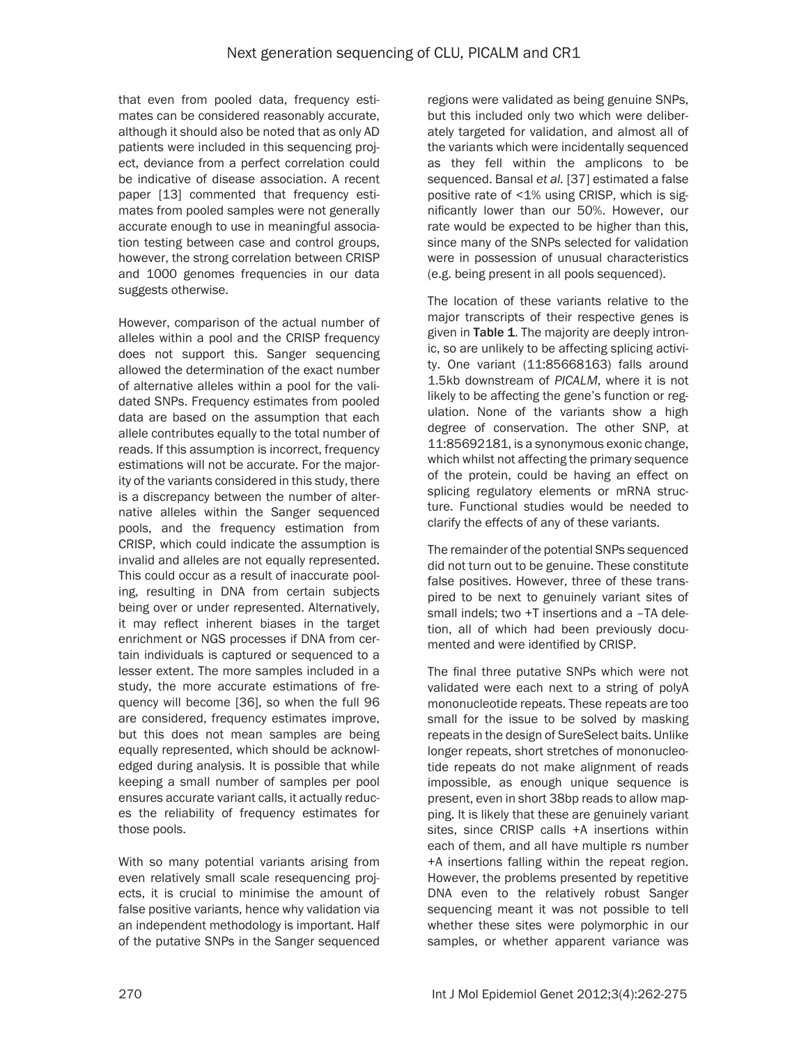that even from pooled data, frequency estimates can be considered reasonably accurate, although it should also be noted that as only AD patients were included in this sequencing project, deviance from a perfect correlation could be indicative of disease association. A recent paper [13] commented that frequency estimates from pooled samples were not generally accurate enough to use in meaningful association testing between case and control groups, however, the strong correlation between CRISP and 1000 genomes frequencies in our data suggests otherwise.

However, comparison of the actual number of alleles within a pool and the CRISP frequency does not support this. Sanger sequencing allowed the determination of the exact number of alternative alleles within a pool for the validated SNPs. Frequency estimates from pooled data are based on the assumption that each allele contributes equally to the total number of reads. If this assumption is incorrect, frequency estimations will not be accurate. For the majority of the variants considered in this study, there is a discrepancy between the number of alternative alleles within the Sanger sequenced pools, and the frequency estimation from CRISP, which could indicate the assumption is invalid and alleles are not equally represented. This could occur as a result of inaccurate pooling, resulting in DNA from certain subjects being over or under represented. Alternatively, it may reflect inherent biases in the target enrichment or NGS processes if DNA from certain individuals is captured or sequenced to a lesser extent. The more samples included in a study, the more accurate estimations of frequency will become [36], so when the full 96 are considered, frequency estimates improve, but this does not mean samples are being equally represented, which should be acknowledged during analysis. It is possible that while keeping a small number of samples per pool ensures accurate variant calls, it actually reduces the reliability of frequency estimates for those pools.

With so many potential variants arising from even relatively small scale resequencing projects, it is crucial to minimise the amount of false positive variants, hence why validation via an independent methodology is important. Half of the putative SNPs in the Sanger sequenced regions were validated as being genuine SNPs, but this included only two which were deliberately targeted for validation, and almost all of the variants which were incidentally sequenced as they fell within the amplicons to be sequenced. Bansal *et al.* [37] estimated a false positive rate of <1% using CRISP, which is significantly lower than our 50%. However, our rate would be expected to be higher than this, since many of the SNPs selected for validation were in possession of unusual characteristics (e.g. being present in all pools sequenced).

The location of these variants relative to the major transcripts of their respective genes is given in **Table 1**. The majority are deeply intronic, so are unlikely to be affecting splicing activity. One variant (11:85668163) falls around 1.5kb downstream of *PICALM*, where it is not likely to be affecting the gene's function or regulation. None of the variants show a high degree of conservation. The other SNP, at 11:85692181, is a synonymous exonic change, which whilst not affecting the primary sequence of the protein, could be having an effect on splicing regulatory elements or mRNA structure. Functional studies would be needed to clarify the effects of any of these variants.

The remainder of the potential SNPs sequenced did not turn out to be genuine. These constitute false positives. However, three of these transpired to be next to genuinely variant sites of small indels; two +T insertions and a –TA deletion, all of which had been previously documented and were identified by CRISP.

The final three putative SNPs which were not validated were each next to a string of polyA mononucleotide repeats. These repeats are too small for the issue to be solved by masking repeats in the design of SureSelect baits. Unlike longer repeats, short stretches of mononucleotide repeats do not make alignment of reads impossible, as enough unique sequence is present, even in short 38bp reads to allow mapping. It is likely that these are genuinely variant sites, since CRISP calls +A insertions within each of them, and all have multiple rs number +A insertions falling within the repeat region. However, the problems presented by repetitive DNA even to the relatively robust Sanger sequencing meant it was not possible to tell whether these sites were polymorphic in our samples, or whether apparent variance was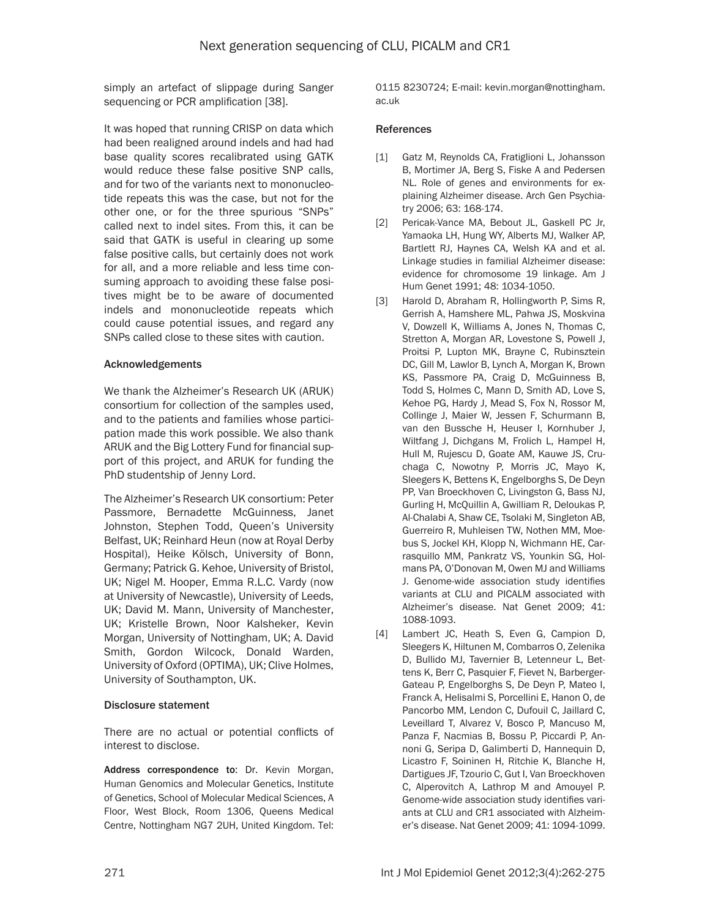simply an artefact of slippage during Sanger sequencing or PCR amplification [38].

It was hoped that running CRISP on data which had been realigned around indels and had had base quality scores recalibrated using GATK would reduce these false positive SNP calls, and for two of the variants next to mononucleotide repeats this was the case, but not for the other one, or for the three spurious "SNPs" called next to indel sites. From this, it can be said that GATK is useful in clearing up some false positive calls, but certainly does not work for all, and a more reliable and less time consuming approach to avoiding these false positives might be to be aware of documented indels and mononucleotide repeats which could cause potential issues, and regard any SNPs called close to these sites with caution.

## Acknowledgements

We thank the Alzheimer's Research UK (ARUK) consortium for collection of the samples used, and to the patients and families whose participation made this work possible. We also thank ARUK and the Big Lottery Fund for financial support of this project, and ARUK for funding the PhD studentship of Jenny Lord.

The Alzheimer's Research UK consortium: Peter Passmore, Bernadette McGuinness, Janet Johnston, Stephen Todd, Queen's University Belfast, UK; Reinhard Heun (now at Royal Derby Hospital), Heike Kölsch, University of Bonn, Germany; Patrick G. Kehoe, University of Bristol, UK; Nigel M. Hooper, Emma R.L.C. Vardy (now at University of Newcastle), University of Leeds, UK; David M. Mann, University of Manchester, UK; Kristelle Brown, Noor Kalsheker, Kevin Morgan, University of Nottingham, UK; A. David Smith, Gordon Wilcock, Donald Warden, University of Oxford (OPTIMA), UK; Clive Holmes, University of Southampton, UK.

## Disclosure statement

There are no actual or potential conflicts of interest to disclose.

**Address correspondence to**: Dr. Kevin Morgan, Human Genomics and Molecular Genetics, Institute of Genetics, School of Molecular Medical Sciences, A Floor, West Block, Room 1306, Queens Medical Centre, Nottingham NG7 2UH, United Kingdom. Tel: 0115 8230724; E-mail: kevin.morgan@nottingham.ac.uk

## References

[1] Gatz M, Reynolds CA, Fratiglioni L, Johansson B, Mortimer JA, Berg S, Fiske A and Pedersen NL. Role of genes and environments for explaining Alzheimer disease. Arch Gen Psychiatry 2006; 63: 168-174.

[2] Pericak-Vance MA, Bebout JL, Gaskell PC Jr, Yamaoka LH, Hung WY, Alberts MJ, Walker AP, Bartlett RJ, Haynes CA, Welsh KA and et al. Linkage studies in familial Alzheimer disease: evidence for chromosome 19 linkage. Am J Hum Genet 1991; 48: 1034-1050.

[3] Harold D, Abraham R, Hollingworth P, Sims R, Gerrish A, Hamshere ML, Pahwa JS, Moskvina V, Dowzell K, Williams A, Jones N, Thomas C, Stretton A, Morgan AR, Lovestone S, Powell J, Proitsi P, Lupton MK, Brayne C, Rubinsztein DC, Gill M, Lawlor B, Lynch A, Morgan K, Brown KS, Passmore PA, Craig D, McGuinness B, Todd S, Holmes C, Mann D, Smith AD, Love S, Kehoe PG, Hardy J, Mead S, Fox N, Rossor M, Collinge J, Maier W, Jessen F, Schurmann B, van den Bussche H, Heuser I, Kornhuber J, Wiltfang J, Dichgans M, Frolich L, Hampel H, Hull M, Rujescu D, Goate AM, Kauwe JS, Cruchaga C, Nowotny P, Morris JC, Mayo K, Sleegers K, Bettens K, Engelborghs S, De Deyn PP, Van Broeckhoven C, Livingston G, Bass NJ, Gurling H, McQuillin A, Gwilliam R, Deloukas P, Al-Chalabi A, Shaw CE, Tsolaki M, Singleton AB, Guerreiro R, Muhleisen TW, Nothen MM, Moebus S, Jockel KH, Klopp N, Wichmann HE, Carrasquillo MM, Pankratz VS, Younkin SG, Holmans PA, O'Donovan M, Owen MJ and Williams J. Genome-wide association study identifies variants at CLU and PICALM associated with Alzheimer's disease. Nat Genet 2009; 41: 1088-1093.

[4] Lambert JC, Heath S, Even G, Campion D, Sleegers K, Hiltunen M, Combarros O, Zelenika D, Bullido MJ, Tavernier B, Letenneur L, Bettens K, Berr C, Pasquier F, Fievet N, Barberger-Gateau P, Engelborghs S, De Deyn P, Mateo I, Franck A, Helisalmi S, Porcellini E, Hanon O, de Pancorbo MM, Lendon C, Dufouil C, Jaillard C, Leveillard T, Alvarez V, Bosco P, Mancuso M, Panza F, Nacmias B, Bossu P, Piccardi P, Annoni G, Seripa D, Galimberti D, Hannequin D, Licastro F, Soininen H, Ritchie K, Blanche H, Dartigues JF, Tzourio C, Gut I, Van Broeckhoven C, Alperovitch A, Lathrop M and Amouyel P. Genome-wide association study identifies variants at CLU and CR1 associated with Alzheimer's disease. Nat Genet 2009; 41: 1094-1099.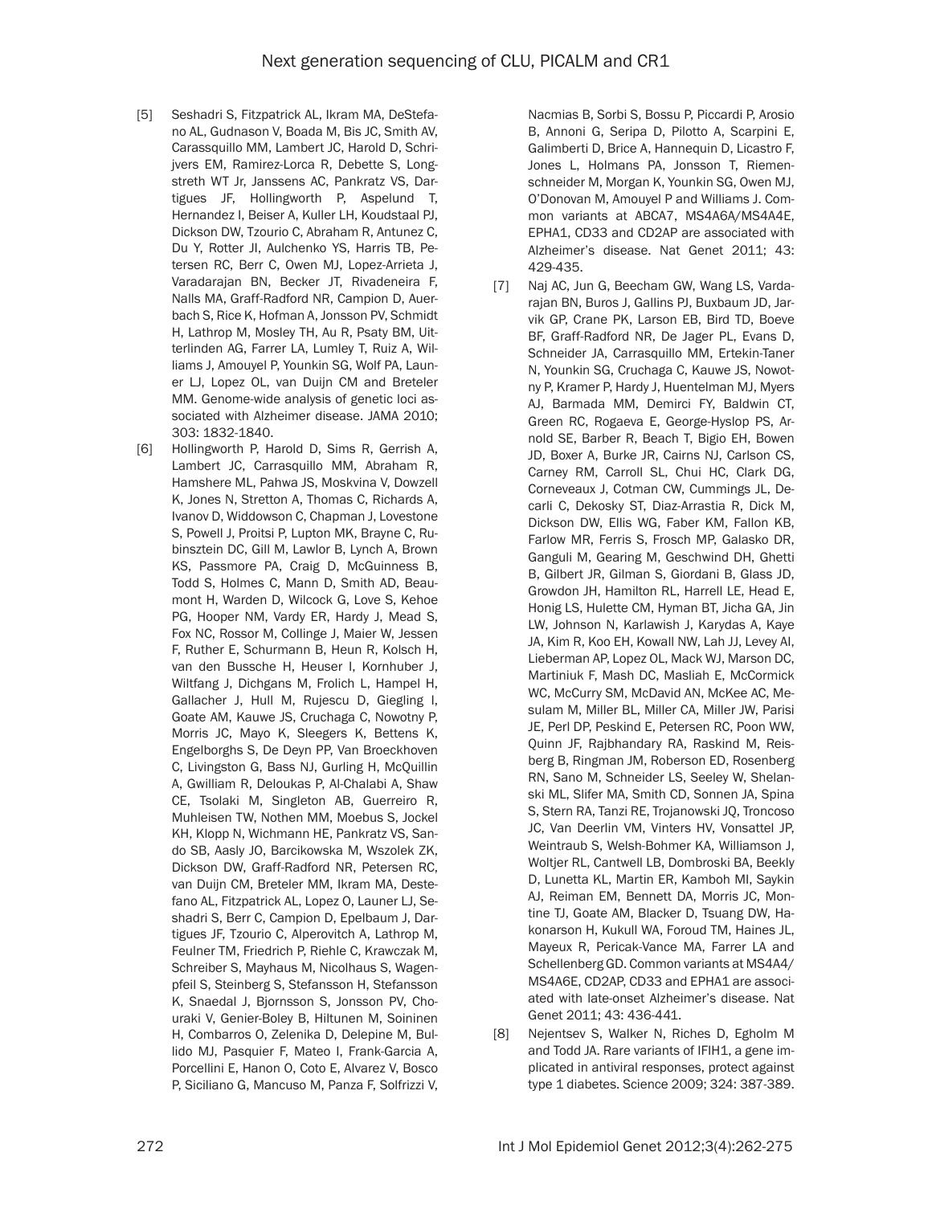[5] Seshadri S, Fitzpatrick AL, Ikram MA, DeStefano AL, Gudnason V, Boada M, Bis JC, Smith AV, Carassquillo MM, Lambert JC, Harold D, Schrijvers EM, Ramirez-Lorca R, Debette S, Longstreth WT Jr, Janssens AC, Pankratz VS, Dartigues JF, Hollingworth P, Aspelund T, Hernandez I, Beiser A, Kuller LH, Koudstaal PJ, Dickson DW, Tzourio C, Abraham R, Antunez C, Du Y, Rotter JI, Aulchenko YS, Harris TB, Petersen RC, Berr C, Owen MJ, Lopez-Arrieta J, Varadarajan BN, Becker JT, Rivadeneira F, Nalls MA, Graff-Radford NR, Campion D, Auerbach S, Rice K, Hofman A, Jonsson PV, Schmidt H, Lathrop M, Mosley TH, Au R, Psaty BM, Uitterlinden AG, Farrer LA, Lumley T, Ruiz A, Williams J, Amouyel P, Younkin SG, Wolf PA, Launer LJ, Lopez OL, van Duijn CM and Breteler MM. Genome-wide analysis of genetic loci associated with Alzheimer disease. JAMA 2010; 303: 1832-1840.

[6] Hollingworth P, Harold D, Sims R, Gerrish A, Lambert JC, Carrasquillo MM, Abraham R, Hamshere ML, Pahwa JS, Moskvina V, Dowzell K, Jones N, Stretton A, Thomas C, Richards A, Ivanov D, Widdowson C, Chapman J, Lovestone S, Powell J, Proitsi P, Lupton MK, Brayne C, Rubinsztein DC, Gill M, Lawlor B, Lynch A, Brown KS, Passmore PA, Craig D, McGuinness B, Todd S, Holmes C, Mann D, Smith AD, Beaumont H, Warden D, Wilcock G, Love S, Kehoe PG, Hooper NM, Vardy ER, Hardy J, Mead S, Fox NC, Rossor M, Collinge J, Maier W, Jessen F, Ruther E, Schurmann B, Heun R, Kolsch H, van den Bussche H, Heuser I, Kornhuber J, Wiltfang J, Dichgans M, Frolich L, Hampel H, Gallacher J, Hull M, Rujescu D, Giegling I, Goate AM, Kauwe JS, Cruchaga C, Nowotny P, Morris JC, Mayo K, Sleegers K, Bettens K, Engelborghs S, De Deyn PP, Van Broeckhoven C, Livingston G, Bass NJ, Gurling H, McQuillin A, Gwilliam R, Deloukas P, Al-Chalabi A, Shaw CE, Tsolaki M, Singleton AB, Guerreiro R, Muhleisen TW, Nothen MM, Moebus S, Jockel KH, Klopp N, Wichmann HE, Pankratz VS, Sando SB, Aasly JO, Barcikowska M, Wszolek ZK, Dickson DW, Graff-Radford NR, Petersen RC, van Duijn CM, Breteler MM, Ikram MA, Destefano AL, Fitzpatrick AL, Lopez O, Launer LJ, Seshadri S, Berr C, Campion D, Epelbaum J, Dartigues JF, Tzourio C, Alperovitch A, Lathrop M, Feulner TM, Friedrich P, Riehle C, Krawczak M, Schreiber S, Mayhaus M, Nicolhaus S, Wagenpfeil S, Steinberg S, Stefansson H, Stefansson K, Snaedal J, Bjornsson S, Jonsson PV, Chouraki V, Genier-Boley B, Hiltunen M, Soininen H, Combarros O, Zelenika D, Delepine M, Bullido MJ, Pasquier F, Mateo I, Frank-Garcia A, Porcellini E, Hanon O, Coto E, Alvarez V, Bosco P, Siciliano G, Mancuso M, Panza F, Solfrizzi V, Nacmias B, Sorbi S, Bossu P, Piccardi P, Arosio B, Annoni G, Seripa D, Pilotto A, Scarpini E, Galimberti D, Brice A, Hannequin D, Licastro F, Jones L, Holmans PA, Jonsson T, Riemenschneider M, Morgan K, Younkin SG, Owen MJ, O'Donovan M, Amouyel P and Williams J. Common variants at ABCA7, MS4A6A/MS4A4E, EPHA1, CD33 and CD2AP are associated with Alzheimer's disease. Nat Genet 2011; 43: 429-435.

[7] Naj AC, Jun G, Beecham GW, Wang LS, Vardarajan BN, Buros J, Gallins PJ, Buxbaum JD, Jarvik GP, Crane PK, Larson EB, Bird TD, Boeve BF, Graff-Radford NR, De Jager PL, Evans D, Schneider JA, Carrasquillo MM, Ertekin-Taner N, Younkin SG, Cruchaga C, Kauwe JS, Nowotny P, Kramer P, Hardy J, Huentelman MJ, Myers AJ, Barmada MM, Demirci FY, Baldwin CT, Green RC, Rogaeva E, George-Hyslop PS, Arnold SE, Barber R, Beach T, Bigio EH, Bowen JD, Boxer A, Burke JR, Cairns NJ, Carlson CS, Carney RM, Carroll SL, Chui HC, Clark DG, Corneveaux J, Cotman CW, Cummings JL, Decarli C, Dekosky ST, Diaz-Arrastia R, Dick M, Dickson DW, Ellis WG, Faber KM, Fallon KB, Farlow MR, Ferris S, Frosch MP, Galasko DR, Ganguli M, Gearing M, Geschwind DH, Ghetti B, Gilbert JR, Gilman S, Giordani B, Glass JD, Growdon JH, Hamilton RL, Harrell LE, Head E, Honig LS, Hulette CM, Hyman BT, Jicha GA, Jin LW, Johnson N, Karlawish J, Karydas A, Kaye JA, Kim R, Koo EH, Kowall NW, Lah JJ, Levey AI, Lieberman AP, Lopez OL, Mack WJ, Marson DC, Martiniuk F, Mash DC, Masliah E, McCormick WC, McCurry SM, McDavid AN, McKee AC, Mesulam M, Miller BL, Miller CA, Miller JW, Parisi JE, Perl DP, Peskind E, Petersen RC, Poon WW, Quinn JF, Rajbhandary RA, Raskind M, Reisberg B, Ringman JM, Roberson ED, Rosenberg RN, Sano M, Schneider LS, Seeley W, Shelanski ML, Slifer MA, Smith CD, Sonnen JA, Spina S, Stern RA, Tanzi RE, Trojanowski JQ, Troncoso JC, Van Deerlin VM, Vinters HV, Vonsattel JP, Weintraub S, Welsh-Bohmer KA, Williamson J, Woltjer RL, Cantwell LB, Dombroski BA, Beekly D, Lunetta KL, Martin ER, Kamboh MI, Saykin AJ, Reiman EM, Bennett DA, Morris JC, Montine TJ, Goate AM, Blacker D, Tsuang DW, Hakonarson H, Kukull WA, Foroud TM, Haines JL, Mayeux R, Pericak-Vance MA, Farrer LA and Schellenberg GD. Common variants at MS4A4/MS4A6E, CD2AP, CD33 and EPHA1 are associated with late-onset Alzheimer's disease. Nat Genet 2011; 43: 436-441.

[8] Nejentsev S, Walker N, Riches D, Egholm M and Todd JA. Rare variants of IFIH1, a gene implicated in antiviral responses, protect against type 1 diabetes. Science 2009; 324: 387-389.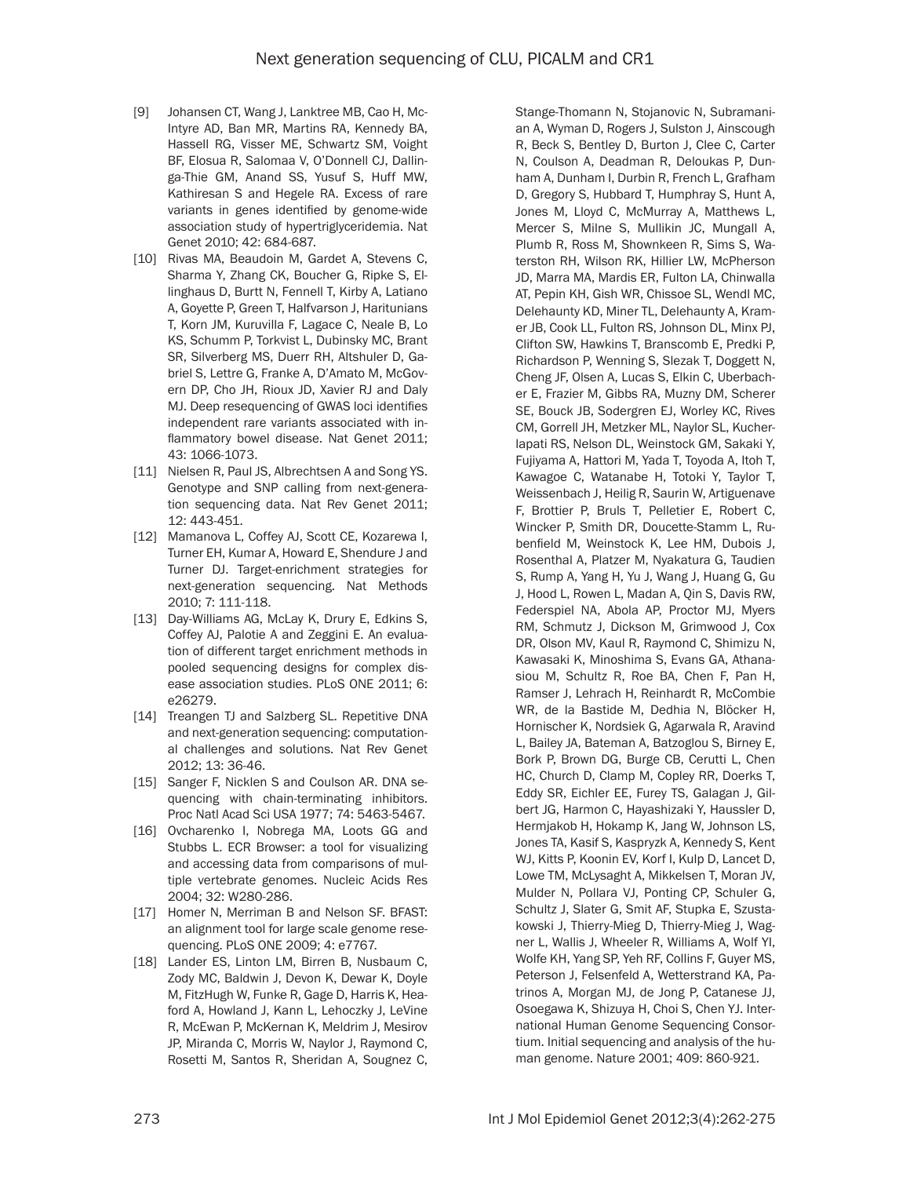[9] Johansen CT, Wang J, Lanktree MB, Cao H, McIntyre AD, Ban MR, Martins RA, Kennedy BA, Hassell RG, Visser ME, Schwartz SM, Voight BF, Elosua R, Salomaa V, O'Donnell CJ, Dallinga-Thie GM, Anand SS, Yusuf S, Huff MW, Kathiresan S and Hegele RA. Excess of rare variants in genes identified by genome-wide association study of hypertriglyceridemia. Nat Genet 2010; 42: 684-687.

[10] Rivas MA, Beaudoin M, Gardet A, Stevens C, Sharma Y, Zhang CK, Boucher G, Ripke S, Ellinghaus D, Burtt N, Fennell T, Kirby A, Latiano A, Goyette P, Green T, Halfvarson J, Haritunians T, Korn JM, Kuruvilla F, Lagace C, Neale B, Lo KS, Schumm P, Torkvist L, Dubinsky MC, Brant SR, Silverberg MS, Duerr RH, Altshuler D, Gabriel S, Lettre G, Franke A, D'Amato M, McGovern DP, Cho JH, Rioux JD, Xavier RJ and Daly MJ. Deep resequencing of GWAS loci identifies independent rare variants associated with inflammatory bowel disease. Nat Genet 2011; 43: 1066-1073.

[11] Nielsen R, Paul JS, Albrechtsen A and Song YS. Genotype and SNP calling from next-generation sequencing data. Nat Rev Genet 2011; 12: 443-451.

[12] Mamanova L, Coffey AJ, Scott CE, Kozarewa I, Turner EH, Kumar A, Howard E, Shendure J and Turner DJ. Target-enrichment strategies for next-generation sequencing. Nat Methods 2010; 7: 111-118.

[13] Day-Williams AG, McLay K, Drury E, Edkins S, Coffey AJ, Palotie A and Zeggini E. An evaluation of different target enrichment methods in pooled sequencing designs for complex disease association studies. PLoS ONE 2011; 6: e26279.

[14] Treangen TJ and Salzberg SL. Repetitive DNA and next-generation sequencing: computational challenges and solutions. Nat Rev Genet 2012; 13: 36-46.

[15] Sanger F, Nicklen S and Coulson AR. DNA sequencing with chain-terminating inhibitors. Proc Natl Acad Sci USA 1977; 74: 5463-5467.

[16] Ovcharenko I, Nobrega MA, Loots GG and Stubbs L. ECR Browser: a tool for visualizing and accessing data from comparisons of multiple vertebrate genomes. Nucleic Acids Res 2004; 32: W280-286.

[17] Homer N, Merriman B and Nelson SF. BFAST: an alignment tool for large scale genome resequencing. PLoS ONE 2009; 4: e7767.

[18] Lander ES, Linton LM, Birren B, Nusbaum C, Zody MC, Baldwin J, Devon K, Dewar K, Doyle M, FitzHugh W, Funke R, Gage D, Harris K, Heaford A, Howland J, Kann L, Lehoczky J, LeVine R, McEwan P, McKernan K, Meldrim J, Mesirov JP, Miranda C, Morris W, Naylor J, Raymond C, Rosetti M, Santos R, Sheridan A, Sougnez C, Stange-Thomann N, Stojanovic N, Subramanian A, Wyman D, Rogers J, Sulston J, Ainscough R, Beck S, Bentley D, Burton J, Clee C, Carter N, Coulson A, Deadman R, Deloukas P, Dunham A, Dunham I, Durbin R, French L, Grafham D, Gregory S, Hubbard T, Humphray S, Hunt A, Jones M, Lloyd C, McMurray A, Matthews L, Mercer S, Milne S, Mullikin JC, Mungall A, Plumb R, Ross M, Shownkeen R, Sims S, Waterston RH, Wilson RK, Hillier LW, McPherson JD, Marra MA, Mardis ER, Fulton LA, Chinwalla AT, Pepin KH, Gish WR, Chissoe SL, Wendl MC, Delehaunty KD, Miner TL, Delehaunty A, Kramer JB, Cook LL, Fulton RS, Johnson DL, Minx PJ, Clifton SW, Hawkins T, Branscomb E, Predki P, Richardson P, Wenning S, Slezak T, Doggett N, Cheng JF, Olsen A, Lucas S, Elkin C, Uberbacher E, Frazier M, Gibbs RA, Muzny DM, Scherer SE, Bouck JB, Sodergren EJ, Worley KC, Rives CM, Gorrell JH, Metzker ML, Naylor SL, Kucherlapati RS, Nelson DL, Weinstock GM, Sakaki Y, Fujiyama A, Hattori M, Yada T, Toyoda A, Itoh T, Kawagoe C, Watanabe H, Totoki Y, Taylor T, Weissenbach J, Heilig R, Saurin W, Artiguenave F, Brottier P, Bruls T, Pelletier E, Robert C, Wincker P, Smith DR, Doucette-Stamm L, Rubenfield M, Weinstock K, Lee HM, Dubois J, Rosenthal A, Platzer M, Nyakatura G, Taudien S, Rump A, Yang H, Yu J, Wang J, Huang G, Gu J, Hood L, Rowen L, Madan A, Qin S, Davis RW, Federspiel NA, Abola AP, Proctor MJ, Myers RM, Schmutz J, Dickson M, Grimwood J, Cox DR, Olson MV, Kaul R, Raymond C, Shimizu N, Kawasaki K, Minoshima S, Evans GA, Athanasiou M, Schultz R, Roe BA, Chen F, Pan H, Ramser J, Lehrach H, Reinhardt R, McCombie WR, de la Bastide M, Dedhia N, Blöcker H, Hornischer K, Nordsiek G, Agarwala R, Aravind L, Bailey JA, Bateman A, Batzoglou S, Birney E, Bork P, Brown DG, Burge CB, Cerutti L, Chen HC, Church D, Clamp M, Copley RR, Doerks T, Eddy SR, Eichler EE, Furey TS, Galagan J, Gilbert JG, Harmon C, Hayashizaki Y, Haussler D, Hermjakob H, Hokamp K, Jang W, Johnson LS, Jones TA, Kasif S, Kaspryzk A, Kennedy S, Kent WJ, Kitts P, Koonin EV, Korf I, Kulp D, Lancet D, Lowe TM, McLysaght A, Mikkelsen T, Moran JV, Mulder N, Pollara VJ, Ponting CP, Schuler G, Schultz J, Slater G, Smit AF, Stupka E, Szustakowski J, Thierry-Mieg D, Thierry-Mieg J, Wagner L, Wallis J, Wheeler R, Williams A, Wolf YI, Wolfe KH, Yang SP, Yeh RF, Collins F, Guyer MS, Peterson J, Felsenfeld A, Wetterstrand KA, Patrinos A, Morgan MJ, de Jong P, Catanese JJ, Osoegawa K, Shizuya H, Choi S, Chen YJ. International Human Genome Sequencing Consortium. Initial sequencing and analysis of the human genome. Nature 2001; 409: 860-921.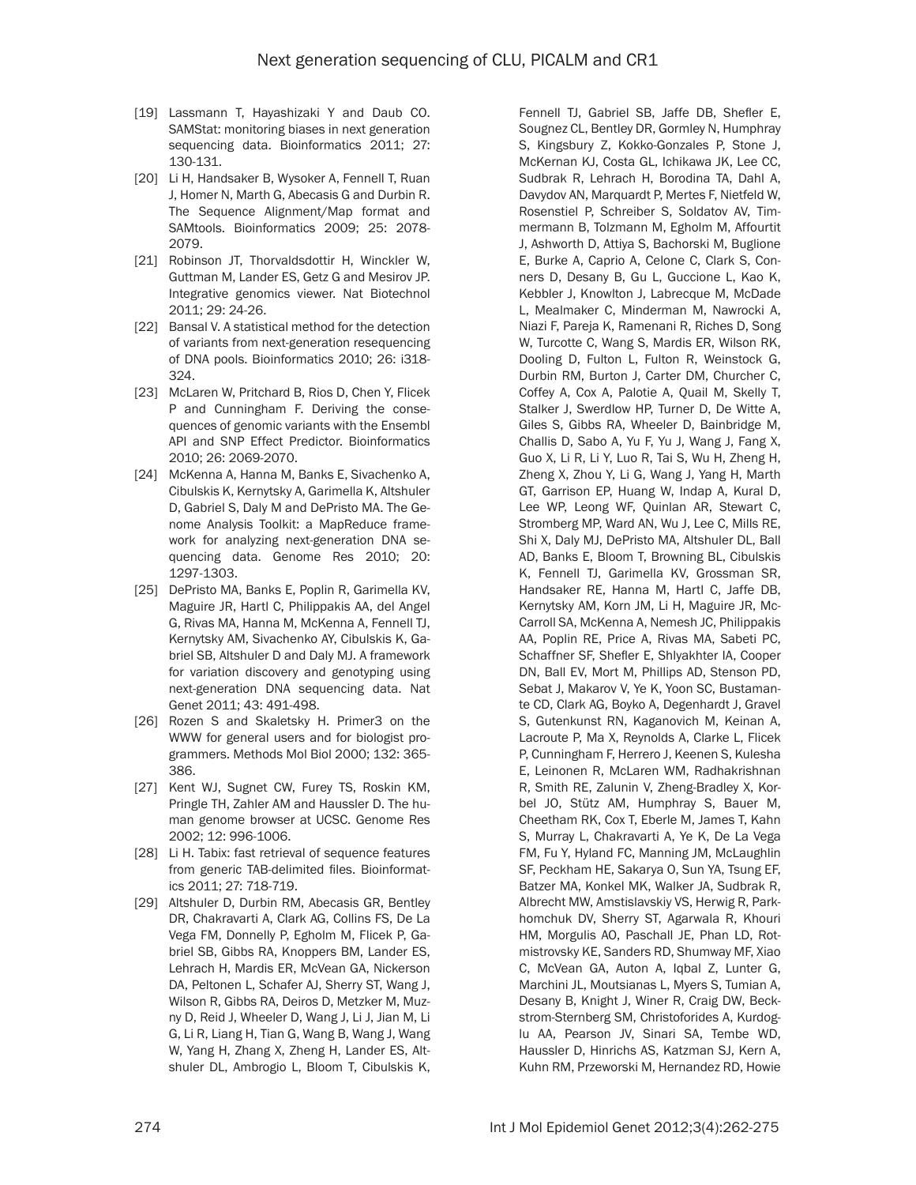[19] Lassmann T, Hayashizaki Y and Daub CO. SAMStat: monitoring biases in next generation sequencing data. Bioinformatics 2011; 27: 130-131.

[20] Li H, Handsaker B, Wysoker A, Fennell T, Ruan J, Homer N, Marth G, Abecasis G and Durbin R. The Sequence Alignment/Map format and SAMtools. Bioinformatics 2009; 25: 2078-2079.

[21] Robinson JT, Thorvaldsdottir H, Winckler W, Guttman M, Lander ES, Getz G and Mesirov JP. Integrative genomics viewer. Nat Biotechnol 2011; 29: 24-26.

[22] Bansal V. A statistical method for the detection of variants from next-generation resequencing of DNA pools. Bioinformatics 2010; 26: i318-324.

[23] McLaren W, Pritchard B, Rios D, Chen Y, Flicek P and Cunningham F. Deriving the consequences of genomic variants with the Ensembl API and SNP Effect Predictor. Bioinformatics 2010; 26: 2069-2070.

[24] McKenna A, Hanna M, Banks E, Sivachenko A, Cibulskis K, Kernytsky A, Garimella K, Altshuler D, Gabriel S, Daly M and DePristo MA. The Genome Analysis Toolkit: a MapReduce framework for analyzing next-generation DNA sequencing data. Genome Res 2010; 20: 1297-1303.

[25] DePristo MA, Banks E, Poplin R, Garimella KV, Maguire JR, Hartl C, Philippakis AA, del Angel G, Rivas MA, Hanna M, McKenna A, Fennell TJ, Kernytsky AM, Sivachenko AY, Cibulskis K, Gabriel SB, Altshuler D and Daly MJ. A framework for variation discovery and genotyping using next-generation DNA sequencing data. Nat Genet 2011; 43: 491-498.

[26] Rozen S and Skaletsky H. Primer3 on the WWW for general users and for biologist programmers. Methods Mol Biol 2000; 132: 365-386.

[27] Kent WJ, Sugnet CW, Furey TS, Roskin KM, Pringle TH, Zahler AM and Haussler D. The human genome browser at UCSC. Genome Res 2002; 12: 996-1006.

[28] Li H. Tabix: fast retrieval of sequence features from generic TAB-delimited files. Bioinformatics 2011; 27: 718-719.

[29] Altshuler D, Durbin RM, Abecasis GR, Bentley DR, Chakravarti A, Clark AG, Collins FS, De La Vega FM, Donnelly P, Egholm M, Flicek P, Gabriel SB, Gibbs RA, Knoppers BM, Lander ES, Lehrach H, Mardis ER, McVean GA, Nickerson DA, Peltonen L, Schafer AJ, Sherry ST, Wang J, Wilson R, Gibbs RA, Deiros D, Metzker M, Muzny D, Reid J, Wheeler D, Wang J, Li J, Jian M, Li G, Li R, Liang H, Tian G, Wang B, Wang J, Wang W, Yang H, Zhang X, Zheng H, Lander ES, Altshuler DL, Ambrogio L, Bloom T, Cibulskis K, Fennell TJ, Gabriel SB, Jaffe DB, Shefler E, Sougnez CL, Bentley DR, Gormley N, Humphray S, Kingsbury Z, Kokko-Gonzales P, Stone J, McKernan KJ, Costa GL, Ichikawa JK, Lee CC, Sudbrak R, Lehrach H, Borodina TA, Dahl A, Davydov AN, Marquardt P, Mertes F, Nietfeld W, Rosenstiel P, Schreiber S, Soldatov AV, Timmermann B, Tolzmann M, Egholm M, Affourtit J, Ashworth D, Attiya S, Bachorski M, Buglione E, Burke A, Caprio A, Celone C, Clark S, Conners D, Desany B, Gu L, Guccione L, Kao K, Kebbler J, Knowlton J, Labrecque M, McDade L, Mealmaker C, Minderman M, Nawrocki A, Niazi F, Pareja K, Ramenani R, Riches D, Song W, Turcotte C, Wang S, Mardis ER, Wilson RK, Dooling D, Fulton L, Fulton R, Weinstock G, Durbin RM, Burton J, Carter DM, Churcher C, Coffey A, Cox A, Palotie A, Quail M, Skelly T, Stalker J, Swerdlow HP, Turner D, De Witte A, Giles S, Gibbs RA, Wheeler D, Bainbridge M, Challis D, Sabo A, Yu F, Yu J, Wang J, Fang X, Guo X, Li R, Li Y, Luo R, Tai S, Wu H, Zheng H, Zheng X, Zhou Y, Li G, Wang J, Yang H, Marth GT, Garrison EP, Huang W, Indap A, Kural D, Lee WP, Leong WF, Quinlan AR, Stewart C, Stromberg MP, Ward AN, Wu J, Lee C, Mills RE, Shi X, Daly MJ, DePristo MA, Altshuler DL, Ball AD, Banks E, Bloom T, Browning BL, Cibulskis K, Fennell TJ, Garimella KV, Grossman SR, Handsaker RE, Hanna M, Hartl C, Jaffe DB, Kernytsky AM, Korn JM, Li H, Maguire JR, McCarroll SA, McKenna A, Nemesh JC, Philippakis AA, Poplin RE, Price A, Rivas MA, Sabeti PC, Schaffner SF, Shefler E, Shlyakhter IA, Cooper DN, Ball EV, Mort M, Phillips AD, Stenson PD, Sebat J, Makarov V, Ye K, Yoon SC, Bustamante CD, Clark AG, Boyko A, Degenhardt J, Gravel S, Gutenkunst RN, Kaganovich M, Keinan A, Lacroute P, Ma X, Reynolds A, Clarke L, Flicek P, Cunningham F, Herrero J, Keenen S, Kulesha E, Leinonen R, McLaren WM, Radhakrishnan R, Smith RE, Zalunin V, Zheng-Bradley X, Korbel JO, Stütz AM, Humphray S, Bauer M, Cheetham RK, Cox T, Eberle M, James T, Kahn S, Murray L, Chakravarti A, Ye K, De La Vega FM, Fu Y, Hyland FC, Manning JM, McLaughlin SF, Peckham HE, Sakarya O, Sun YA, Tsung EF, Batzer MA, Konkel MK, Walker JA, Sudbrak R, Albrecht MW, Amstislavskiy VS, Herwig R, Parkhomchuk DV, Sherry ST, Agarwala R, Khouri HM, Morgulis AO, Paschall JE, Phan LD, Rotmistrovsky KE, Sanders RD, Shumway MF, Xiao C, McVean GA, Auton A, Iqbal Z, Lunter G, Marchini JL, Moutsianas L, Myers S, Tumian A, Desany B, Knight J, Winer R, Craig DW, Beckstrom-Sternberg SM, Christoforides A, Kurdoglu AA, Pearson JV, Sinari SA, Tembe WD, Haussler D, Hinrichs AS, Katzman SJ, Kern A, Kuhn RM, Przeworski M, Hernandez RD, Howie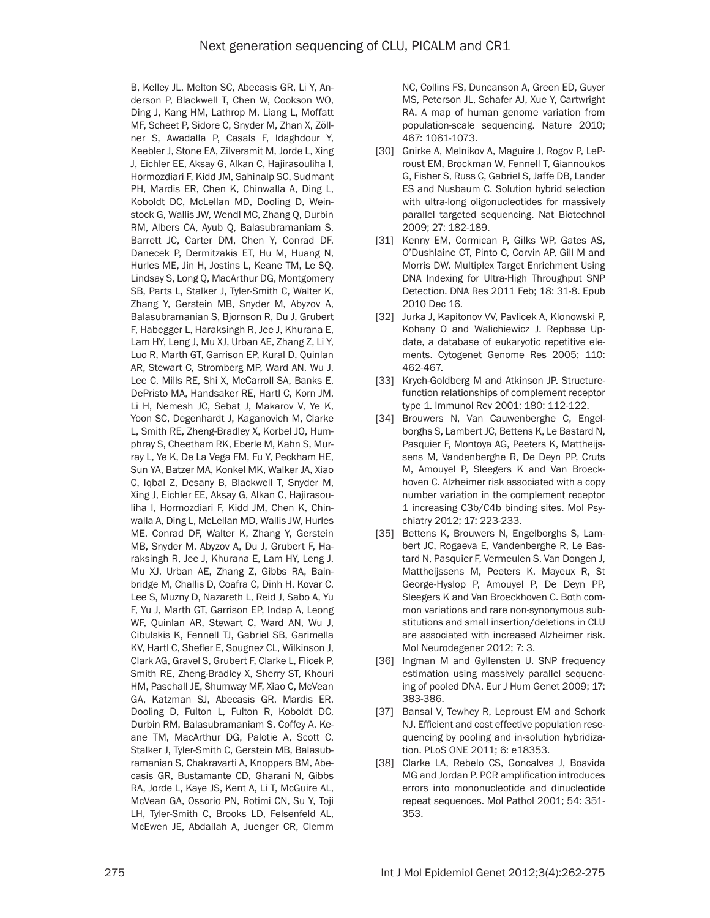B, Kelley JL, Melton SC, Abecasis GR, Li Y, Anderson P, Blackwell T, Chen W, Cookson WO, Ding J, Kang HM, Lathrop M, Liang L, Moffatt MF, Scheet P, Sidore C, Snyder M, Zhan X, Zöllner S, Awadalla P, Casals F, Idaghdour Y, Keebler J, Stone EA, Zilversmit M, Jorde L, Xing J, Eichler EE, Aksay G, Alkan C, Hajirasouliha I, Hormozdiari F, Kidd JM, Sahinalp SC, Sudmant PH, Mardis ER, Chen K, Chinwalla A, Ding L, Koboldt DC, McLellan MD, Dooling D, Weinstock G, Wallis JW, Wendl MC, Zhang Q, Durbin RM, Albers CA, Ayub Q, Balasubramaniam S, Barrett JC, Carter DM, Chen Y, Conrad DF, Danecek P, Dermitzakis ET, Hu M, Huang N, Hurles ME, Jin H, Jostins L, Keane TM, Le SQ, Lindsay S, Long Q, MacArthur DG, Montgomery SB, Parts L, Stalker J, Tyler-Smith C, Walter K, Zhang Y, Gerstein MB, Snyder M, Abyzov A, Balasubramanian S, Bjornson R, Du J, Grubert F, Habegger L, Haraksingh R, Jee J, Khurana E, Lam HY, Leng J, Mu XJ, Urban AE, Zhang Z, Li Y, Luo R, Marth GT, Garrison EP, Kural D, Quinlan AR, Stewart C, Stromberg MP, Ward AN, Wu J, Lee C, Mills RE, Shi X, McCarroll SA, Banks E, DePristo MA, Handsaker RE, Hartl C, Korn JM, Li H, Nemesh JC, Sebat J, Makarov V, Ye K, Yoon SC, Degenhardt J, Kaganovich M, Clarke L, Smith RE, Zheng-Bradley X, Korbel JO, Humphray S, Cheetham RK, Eberle M, Kahn S, Murray L, Ye K, De La Vega FM, Fu Y, Peckham HE, Sun YA, Batzer MA, Konkel MK, Walker JA, Xiao C, Iqbal Z, Desany B, Blackwell T, Snyder M, Xing J, Eichler EE, Aksay G, Alkan C, Hajirasouliha I, Hormozdiari F, Kidd JM, Chen K, Chinwalla A, Ding L, McLellan MD, Wallis JW, Hurles ME, Conrad DF, Walter K, Zhang Y, Gerstein MB, Snyder M, Abyzov A, Du J, Grubert F, Haraksingh R, Jee J, Khurana E, Lam HY, Leng J, Mu XJ, Urban AE, Zhang Z, Gibbs RA, Bainbridge M, Challis D, Coafra C, Dinh H, Kovar C, Lee S, Muzny D, Nazareth L, Reid J, Sabo A, Yu F, Yu J, Marth GT, Garrison EP, Indap A, Leong WF, Quinlan AR, Stewart C, Ward AN, Wu J, Cibulskis K, Fennell TJ, Gabriel SB, Garimella KV, Hartl C, Shefler E, Sougnez CL, Wilkinson J, Clark AG, Gravel S, Grubert F, Clarke L, Flicek P, Smith RE, Zheng-Bradley X, Sherry ST, Khouri HM, Paschall JE, Shumway MF, Xiao C, McVean GA, Katzman SJ, Abecasis GR, Mardis ER, Dooling D, Fulton L, Fulton R, Koboldt DC, Durbin RM, Balasubramaniam S, Coffey A, Keane TM, MacArthur DG, Palotie A, Scott C, Stalker J, Tyler-Smith C, Gerstein MB, Balasubramanian S, Chakravarti A, Knoppers BM, Abecasis GR, Bustamante CD, Gharani N, Gibbs RA, Jorde L, Kaye JS, Kent A, Li T, McGuire AL, McVean GA, Ossorio PN, Rotimi CN, Su Y, Toji LH, Tyler-Smith C, Brooks LD, Felsenfeld AL, McEwen JE, Abdallah A, Juenger CR, Clemm NC, Collins FS, Duncanson A, Green ED, Guyer MS, Peterson JL, Schafer AJ, Xue Y, Cartwright RA. A map of human genome variation from population-scale sequencing. Nature 2010; 467: 1061-1073.

[30] Gnirke A, Melnikov A, Maguire J, Rogov P, LeProust EM, Brockman W, Fennell T, Giannoukos G, Fisher S, Russ C, Gabriel S, Jaffe DB, Lander ES and Nusbaum C. Solution hybrid selection with ultra-long oligonucleotides for massively parallel targeted sequencing. Nat Biotechnol 2009; 27: 182-189.

[31] Kenny EM, Cormican P, Gilks WP, Gates AS, O'Dushlaine CT, Pinto C, Corvin AP, Gill M and Morris DW. Multiplex Target Enrichment Using DNA Indexing for Ultra-High Throughput SNP Detection. DNA Res 2011 Feb; 18: 31-8. Epub 2010 Dec 16.

[32] Jurka J, Kapitonov VV, Pavlicek A, Klonowski P, Kohany O and Walichiewicz J. Repbase Update, a database of eukaryotic repetitive elements. Cytogenet Genome Res 2005; 110: 462-467.

[33] Krych-Goldberg M and Atkinson JP. Structure-function relationships of complement receptor type 1. Immunol Rev 2001; 180: 112-122.

[34] Brouwers N, Van Cauwenberghe C, Engelborghs S, Lambert JC, Bettens K, Le Bastard N, Pasquier F, Montoya AG, Peeters K, Mattheijssens M, Vandenberghe R, De Deyn PP, Cruts M, Amouyel P, Sleegers K and Van Broeckhoven C. Alzheimer risk associated with a copy number variation in the complement receptor 1 increasing C3b/C4b binding sites. Mol Psychiatry 2012; 17: 223-233.

[35] Bettens K, Brouwers N, Engelborghs S, Lambert JC, Rogaeva E, Vandenberghe R, Le Bastard N, Pasquier F, Vermeulen S, Van Dongen J, Mattheijssens M, Peeters K, Mayeux R, St George-Hyslop P, Amouyel P, De Deyn PP, Sleegers K and Van Broeckhoven C. Both common variations and rare non-synonymous substitutions and small insertion/deletions in CLU are associated with increased Alzheimer risk. Mol Neurodegener 2012; 7: 3.

[36] Ingman M and Gyllensten U. SNP frequency estimation using massively parallel sequencing of pooled DNA. Eur J Hum Genet 2009; 17: 383-386.

[37] Bansal V, Tewhey R, Leproust EM and Schork NJ. Efficient and cost effective population resequencing by pooling and in-solution hybridization. PLoS ONE 2011; 6: e18353.

[38] Clarke LA, Rebelo CS, Goncalves J, Boavida MG and Jordan P. PCR amplification introduces errors into mononucleotide and dinucleotide repeat sequences. Mol Pathol 2001; 54: 351-353.